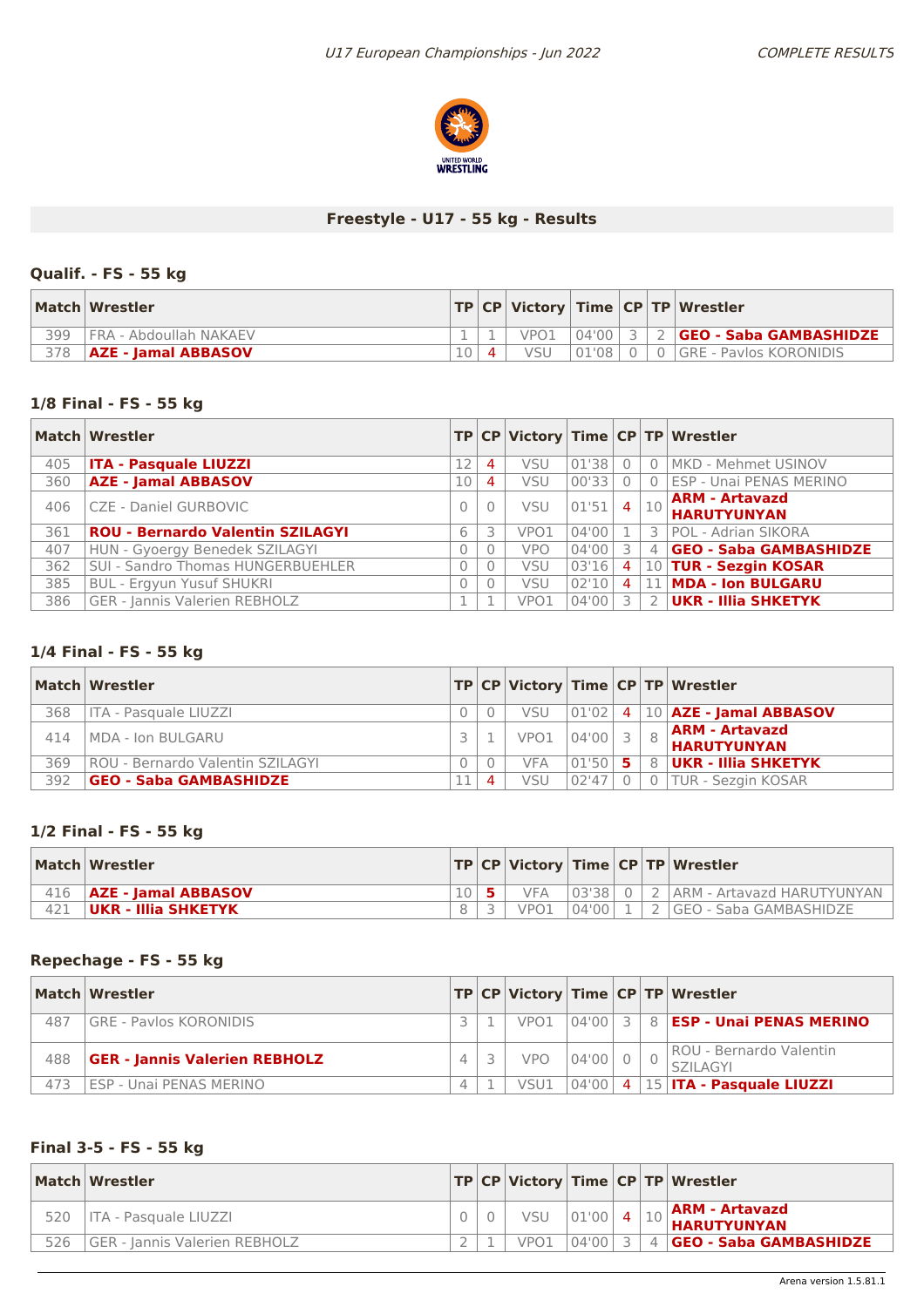## Freestyle - U17 - 55 kg - Results

### Qualif. - FS - 55 kg

| Match | Wrestler | TP | CP | Victory | Time | CP | TP | Wrestler |
|---|---|---|---|---|---|---|---|---|
| 399 | FRA - Abdoullah NAKAEV | 1 | 1 | VPO1 | 04'00 | 3 | 2 | **GEO - Saba GAMBASHIDZE** |
| 378 | **AZE - Jamal ABBASOV** | 10 | 4 | VSU | 01'08 | 0 | 0 | GRE - Pavlos KORONIDIS |

### 1/8 Final - FS - 55 kg

| Match | Wrestler | TP | CP | Victory | Time | CP | TP | Wrestler |
|---|---|---|---|---|---|---|---|---|
| 405 | **ITA - Pasquale LIUZZI** | 12 | 4 | VSU | 01'38 | 0 | 0 | MKD - Mehmet USINOV |
| 360 | **AZE - Jamal ABBASOV** | 10 | 4 | VSU | 00'33 | 0 | 0 | ESP - Unai PENAS MERINO |
| 406 | CZE - Daniel GURBOVIC | 0 | 0 | VSU | 01'51 | 4 | 10 | **ARM - Artavazd HARUTYUNYAN** |
| 361 | **ROU - Bernardo Valentin SZILAGYI** | 6 | 3 | VPO1 | 04'00 | 1 | 3 | POL - Adrian SIKORA |
| 407 | HUN - Gyoergy Benedek SZILAGYI | 0 | 0 | VPO | 04'00 | 3 | 4 | **GEO - Saba GAMBASHIDZE** |
| 362 | SUI - Sandro Thomas HUNGERBUEHLER | 0 | 0 | VSU | 03'16 | 4 | 10 | **TUR - Sezgin KOSAR** |
| 385 | BUL - Ergyun Yusuf SHUKRI | 0 | 0 | VSU | 02'10 | 4 | 11 | **MDA - Ion BULGARU** |
| 386 | GER - Jannis Valerien REBHOLZ | 1 | 1 | VPO1 | 04'00 | 3 | 2 | **UKR - Illia SHKETYK** |

### 1/4 Final - FS - 55 kg

| Match | Wrestler | TP | CP | Victory | Time | CP | TP | Wrestler |
|---|---|---|---|---|---|---|---|---|
| 368 | ITA - Pasquale LIUZZI | 0 | 0 | VSU | 01'02 | 4 | 10 | **AZE - Jamal ABBASOV** |
| 414 | MDA - Ion BULGARU | 3 | 1 | VPO1 | 04'00 | 3 | 8 | **ARM - Artavazd HARUTYUNYAN** |
| 369 | ROU - Bernardo Valentin SZILAGYI | 0 | 0 | VFA | 01'50 | 5 | 8 | **UKR - Illia SHKETYK** |
| 392 | **GEO - Saba GAMBASHIDZE** | 11 | 4 | VSU | 02'47 | 0 | 0 | TUR - Sezgin KOSAR |

### 1/2 Final - FS - 55 kg

| Match | Wrestler | TP | CP | Victory | Time | CP | TP | Wrestler |
|---|---|---|---|---|---|---|---|---|
| 416 | **AZE - Jamal ABBASOV** | 10 | 5 | VFA | 03'38 | 0 | 2 | ARM - Artavazd HARUTYUNYAN |
| 421 | **UKR - Illia SHKETYK** | 8 | 3 | VPO1 | 04'00 | 1 | 2 | GEO - Saba GAMBASHIDZE |

### Repechage - FS - 55 kg

| Match | Wrestler | TP | CP | Victory | Time | CP | TP | Wrestler |
|---|---|---|---|---|---|---|---|---|
| 487 | GRE - Pavlos KORONIDIS | 3 | 1 | VPO1 | 04'00 | 3 | 8 | **ESP - Unai PENAS MERINO** |
| 488 | **GER - Jannis Valerien REBHOLZ** | 4 | 3 | VPO | 04'00 | 0 | 0 | ROU - Bernardo Valentin SZILAGYI |
| 473 | ESP - Unai PENAS MERINO | 4 | 1 | VSU1 | 04'00 | 4 | 15 | **ITA - Pasquale LIUZZI** |

### Final 3-5 - FS - 55 kg

| Match | Wrestler | TP | CP | Victory | Time | CP | TP | Wrestler |
|---|---|---|---|---|---|---|---|---|
| 520 | ITA - Pasquale LIUZZI | 0 | 0 | VSU | 01'00 | 4 | 10 | **ARM - Artavazd HARUTYUNYAN** |
| 526 | GER - Jannis Valerien REBHOLZ | 2 | 1 | VPO1 | 04'00 | 3 | 4 | **GEO - Saba GAMBASHIDZE** |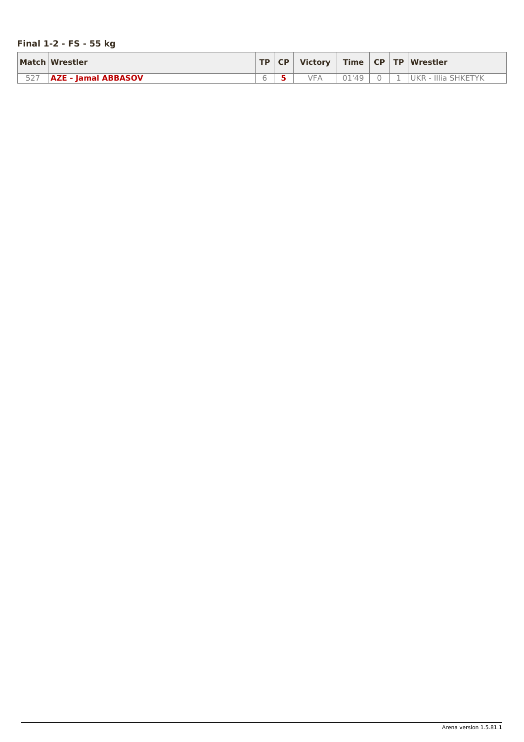### Final 1-2 - FS - 55 kg

| Match | Wrestler | TP | CP | Victory | Time | CP | TP | Wrestler |
|---|---|---|---|---|---|---|---|---|
| 527 | **AZE - Jamal ABBASOV** | 6 | **5** | VFA | 01'49 | 0 | 1 | UKR - Illia SHKETYK |